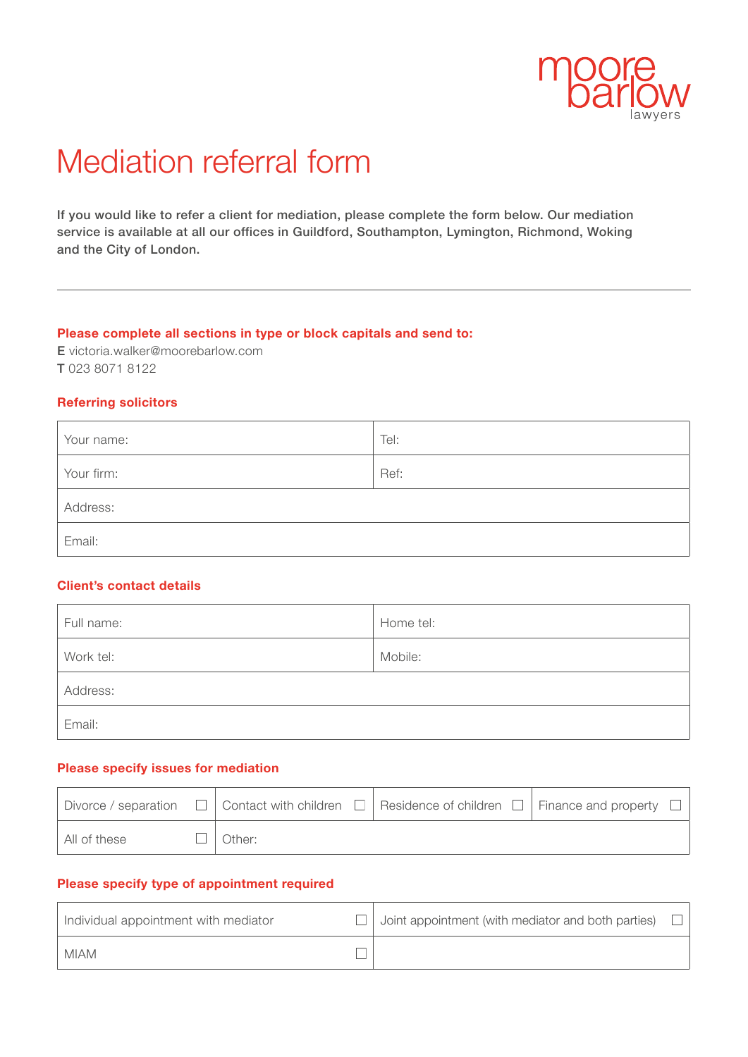moore barlow lawyers

# Mediation referral form

**If you would like to refer a client for mediation, please complete the form below. Our mediation service is available at all our offices in Guildford, Southampton, Lymington, Richmond, Woking and the City of London.**

---

**Please complete all sections in type or block capitals and send to:**

**E** victoria.walker@moorebarlow.com
**T** 023 8071 8122

## Referring solicitors

| Your name: | Tel: |
|---|---|
| Your firm: | Ref: |
| Address: | |
| Email: | |

## Client's contact details

| Full name: | Home tel: |
|---|---|
| Work tel: | Mobile: |
| Address: | |
| Email: | |

## Please specify issues for mediation

| Divorce / separation ☐ | Contact with children ☐ | Residence of children ☐ | Finance and property ☐ |
|---|---|---|---|
| All of these ☐ | Other: | | |

## Please specify type of appointment required

| Individual appointment with mediator ☐ | Joint appointment (with mediator and both parties) ☐ |
|---|---|
| MIAM ☐ | |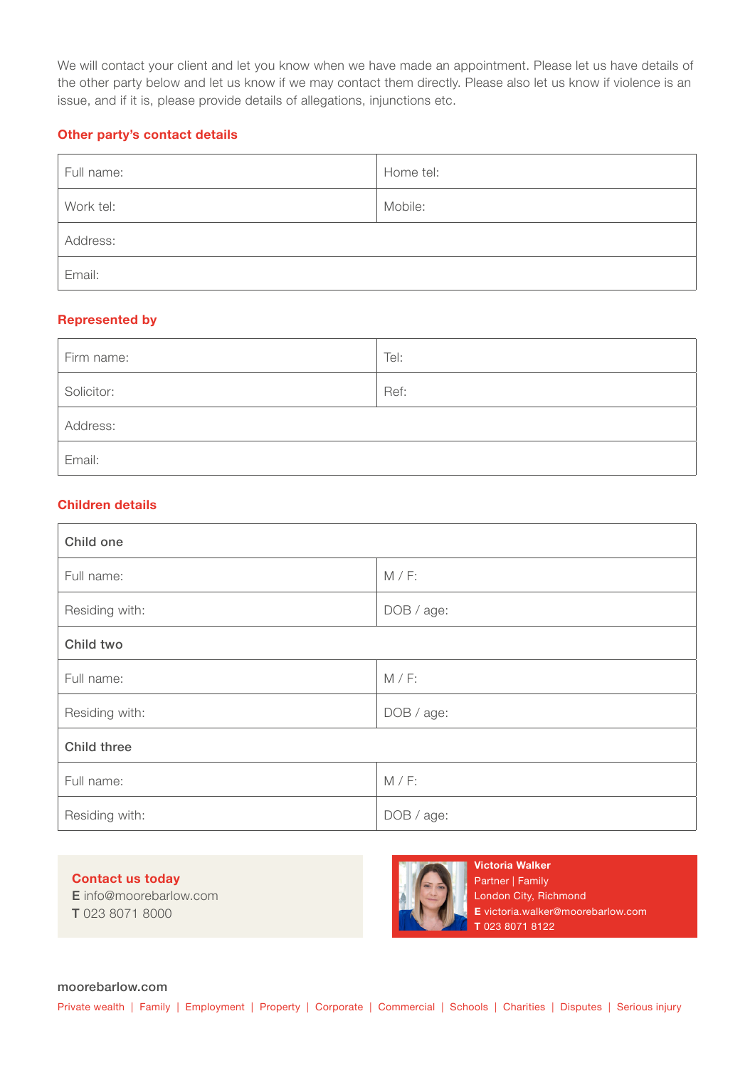We will contact your client and let you know when we have made an appointment. Please let us have details of the other party below and let us know if we may contact them directly. Please also let us know if violence is an issue, and if it is, please provide details of allegations, injunctions etc.

## Other party's contact details

| | |
|---|---|
| Full name: | Home tel: |
| Work tel: | Mobile: |
| Address: | |
| Email: | |

## Represented by

| | |
|---|---|
| Firm name: | Tel: |
| Solicitor: | Ref: |
| Address: | |
| Email: | |

## Children details

| | |
|---|---|
| **Child one** | |
| Full name: | M / F: |
| Residing with: | DOB / age: |
| **Child two** | |
| Full name: | M / F: |
| Residing with: | DOB / age: |
| **Child three** | |
| Full name: | M / F: |
| Residing with: | DOB / age: |

**Contact us today**
**E** info@moorebarlow.com
**T** 023 8071 8000

**Victoria Walker**
Partner | Family
London City, Richmond
**E** victoria.walker@moorebarlow.com
**T** 023 8071 8122

**moorebarlow.com**

Private wealth | Family | Employment | Property | Corporate | Commercial | Schools | Charities | Disputes | Serious injury